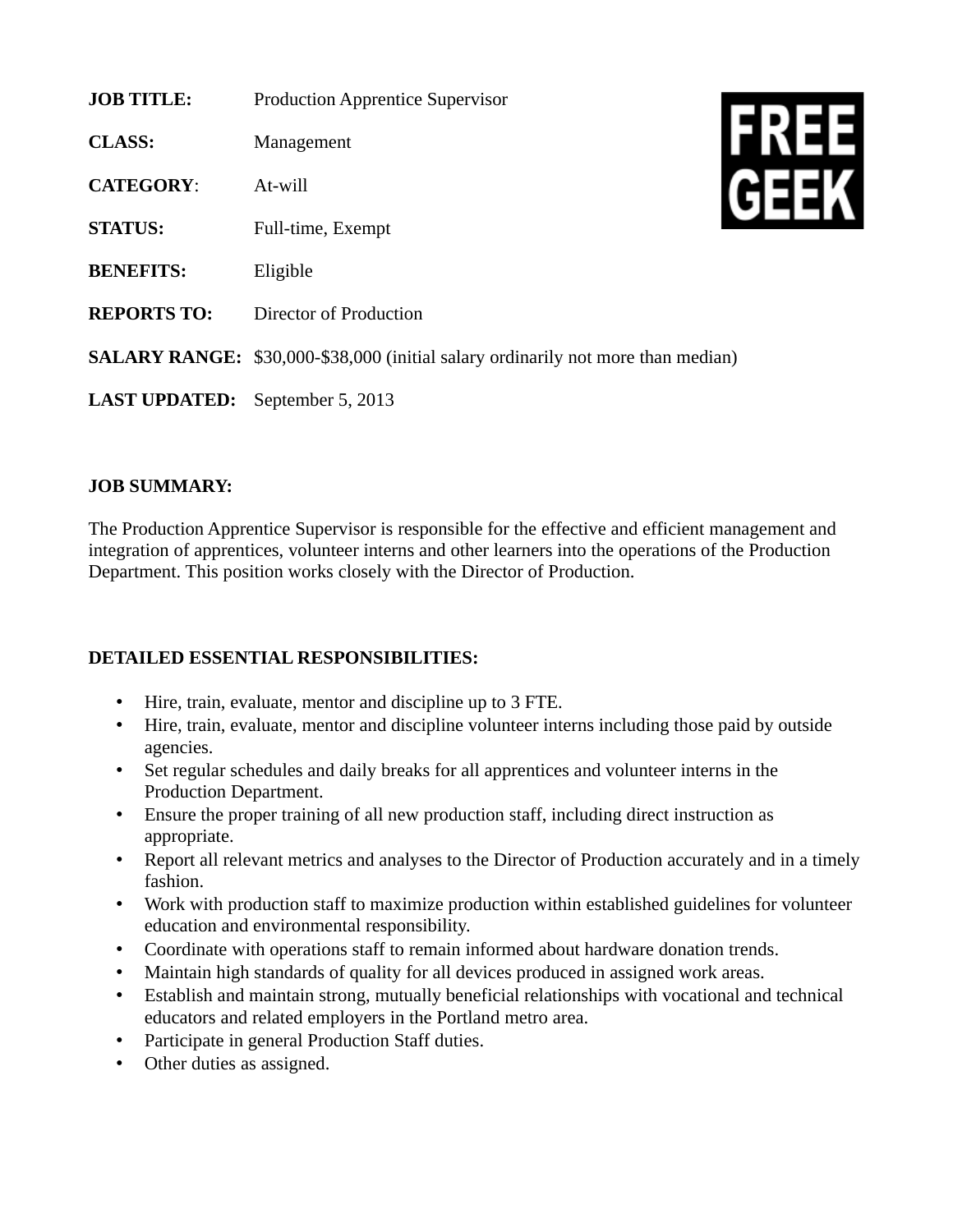**JOB TITLE:** Production Apprentice Supervisor

**CLASS:** Management

**CATEGORY**: At-will

**STATUS:** Full-time, Exempt

**BENEFITS:** Eligible

**REPORTS TO:** Director of Production

**SALARY RANGE:** $30,000-$38,000 (initial salary ordinarily not more than median)

**LAST UPDATED:** September 5, 2013

FREE GEEK

**JOB SUMMARY:**

The Production Apprentice Supervisor is responsible for the effective and efficient management and integration of apprentices, volunteer interns and other learners into the operations of the Production Department. This position works closely with the Director of Production.

**DETAILED ESSENTIAL RESPONSIBILITIES:**

- Hire, train, evaluate, mentor and discipline up to 3 FTE.
- Hire, train, evaluate, mentor and discipline volunteer interns including those paid by outside agencies.
- Set regular schedules and daily breaks for all apprentices and volunteer interns in the Production Department.
- Ensure the proper training of all new production staff, including direct instruction as appropriate.
- Report all relevant metrics and analyses to the Director of Production accurately and in a timely fashion.
- Work with production staff to maximize production within established guidelines for volunteer education and environmental responsibility.
- Coordinate with operations staff to remain informed about hardware donation trends.
- Maintain high standards of quality for all devices produced in assigned work areas.
- Establish and maintain strong, mutually beneficial relationships with vocational and technical educators and related employers in the Portland metro area.
- Participate in general Production Staff duties.
- Other duties as assigned.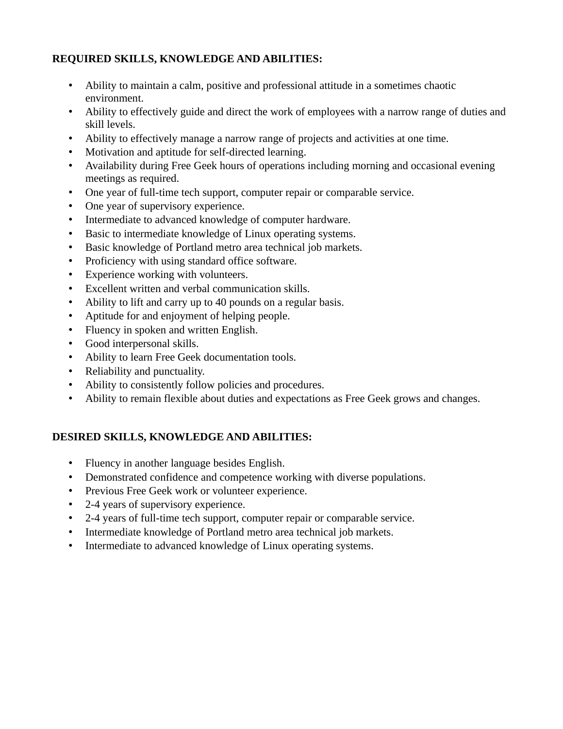**REQUIRED SKILLS, KNOWLEDGE AND ABILITIES:**

- Ability to maintain a calm, positive and professional attitude in a sometimes chaotic environment.
- Ability to effectively guide and direct the work of employees with a narrow range of duties and skill levels.
- Ability to effectively manage a narrow range of projects and activities at one time.
- Motivation and aptitude for self-directed learning.
- Availability during Free Geek hours of operations including morning and occasional evening meetings as required.
- One year of full-time tech support, computer repair or comparable service.
- One year of supervisory experience.
- Intermediate to advanced knowledge of computer hardware.
- Basic to intermediate knowledge of Linux operating systems.
- Basic knowledge of Portland metro area technical job markets.
- Proficiency with using standard office software.
- Experience working with volunteers.
- Excellent written and verbal communication skills.
- Ability to lift and carry up to 40 pounds on a regular basis.
- Aptitude for and enjoyment of helping people.
- Fluency in spoken and written English.
- Good interpersonal skills.
- Ability to learn Free Geek documentation tools.
- Reliability and punctuality.
- Ability to consistently follow policies and procedures.
- Ability to remain flexible about duties and expectations as Free Geek grows and changes.

**DESIRED SKILLS, KNOWLEDGE AND ABILITIES:**

- Fluency in another language besides English.
- Demonstrated confidence and competence working with diverse populations.
- Previous Free Geek work or volunteer experience.
- 2-4 years of supervisory experience.
- 2-4 years of full-time tech support, computer repair or comparable service.
- Intermediate knowledge of Portland metro area technical job markets.
- Intermediate to advanced knowledge of Linux operating systems.